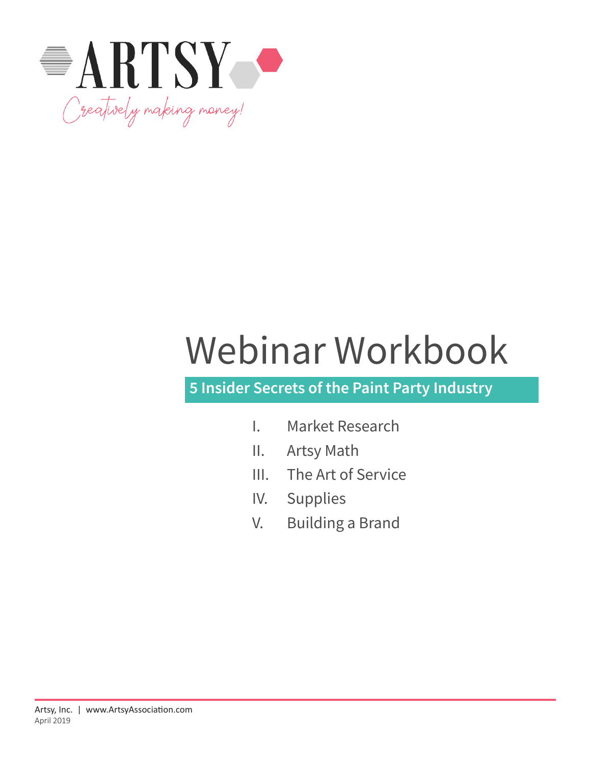# ARTSY

*Creatively making money!*

# Webinar Workbook

## 5 Insider Secrets of the Paint Party Industry

I. Market Research

II. Artsy Math

III. The Art of Service

IV. Supplies

V. Building a Brand

Artsy, Inc. | www.ArtsyAssociation.com
April 2019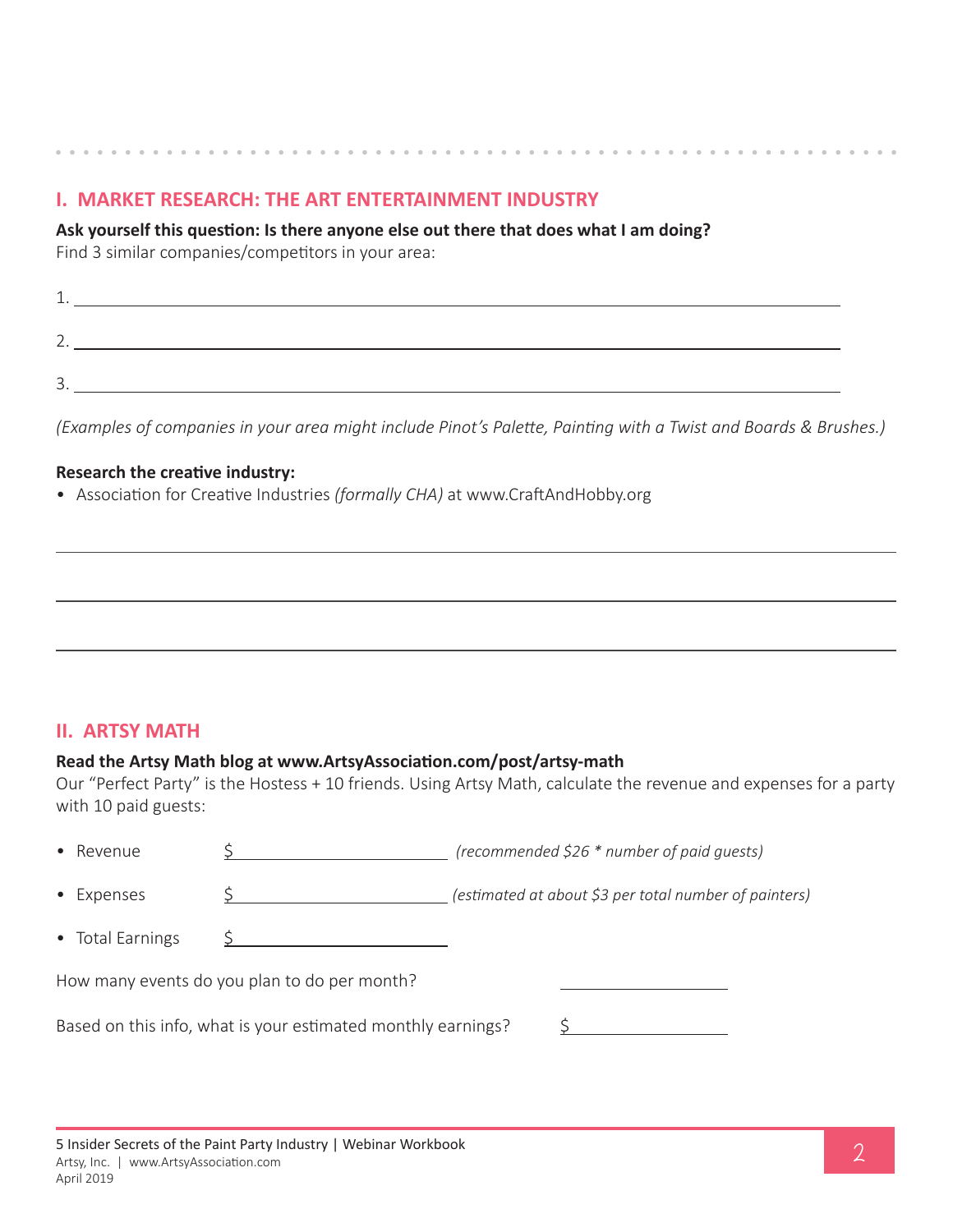## I. MARKET RESEARCH: THE ART ENTERTAINMENT INDUSTRY

**Ask yourself this question: Is there anyone else out there that does what I am doing?**
Find 3 similar companies/competitors in your area:

1. ______________________________________________

2. ______________________________________________

3. ______________________________________________

*(Examples of companies in your area might include Pinot's Palette, Painting with a Twist and Boards & Brushes.)*

**Research the creative industry:**

- Association for Creative Industries *(formally CHA)* at www.CraftAndHobby.org

______________________________________________

______________________________________________

______________________________________________

## II. ARTSY MATH

**Read the Artsy Math blog at www.ArtsyAssociation.com/post/artsy-math**
Our "Perfect Party" is the Hostess + 10 friends. Using Artsy Math, calculate the revenue and expenses for a party with 10 paid guests:

- Revenue $______________ *(recommended $26 * number of paid guests)*
- Expenses $______________ *(estimated at about $3 per total number of painters)*
- Total Earnings $______________

How many events do you plan to do per month? ______________

Based on this info, what is your estimated monthly earnings? $______________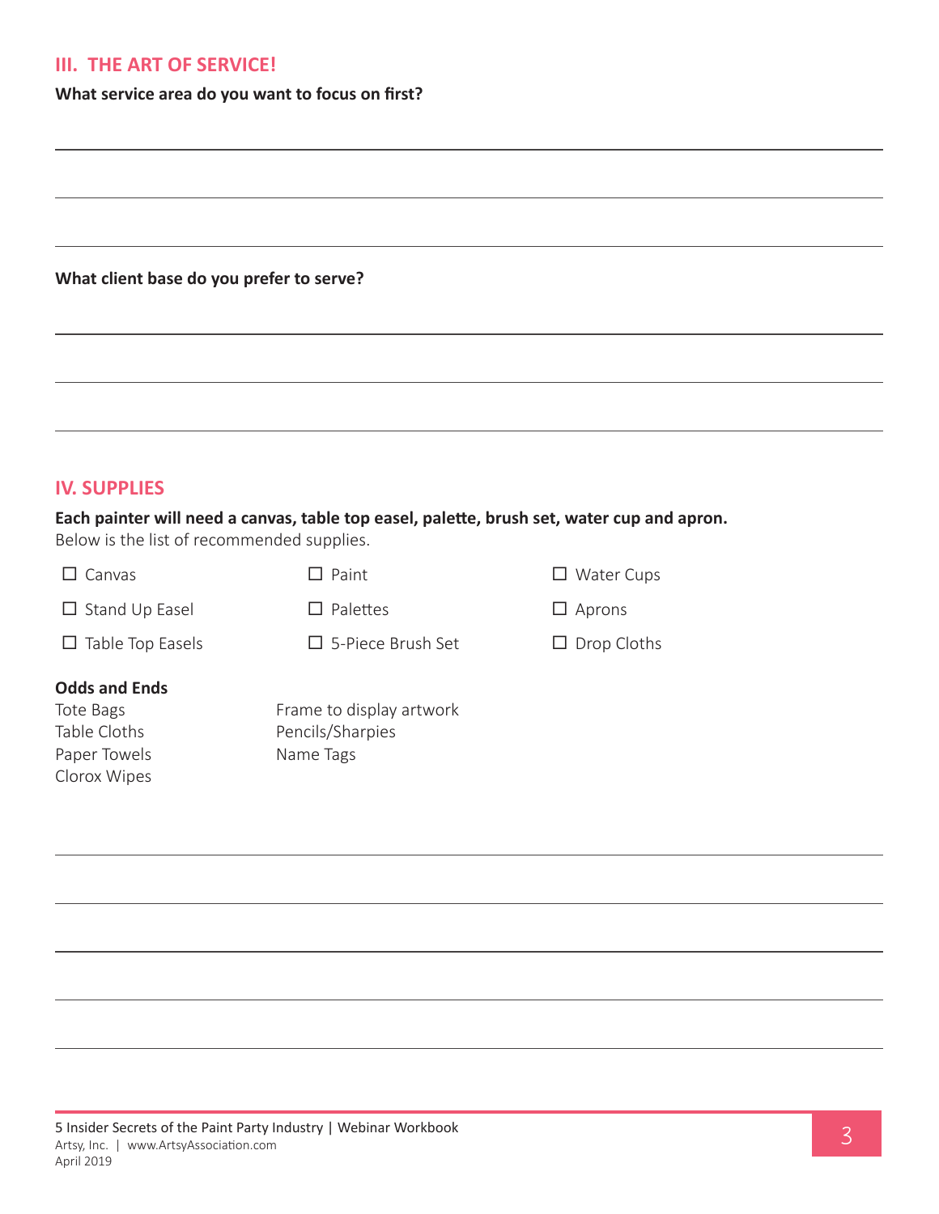## III. THE ART OF SERVICE!

**What service area do you want to focus on first?**

**What client base do you prefer to serve?**

## IV. SUPPLIES

**Each painter will need a canvas, table top easel, palette, brush set, water cup and apron.**
Below is the list of recommended supplies.

- ☐ Canvas
- ☐ Stand Up Easel
- ☐ Table Top Easels
- ☐ Paint
- ☐ Palettes
- ☐ 5-Piece Brush Set
- ☐ Water Cups
- ☐ Aprons
- ☐ Drop Cloths

**Odds and Ends**

Tote Bags
Table Cloths
Paper Towels
Clorox Wipes
Frame to display artwork
Pencils/Sharpies
Name Tags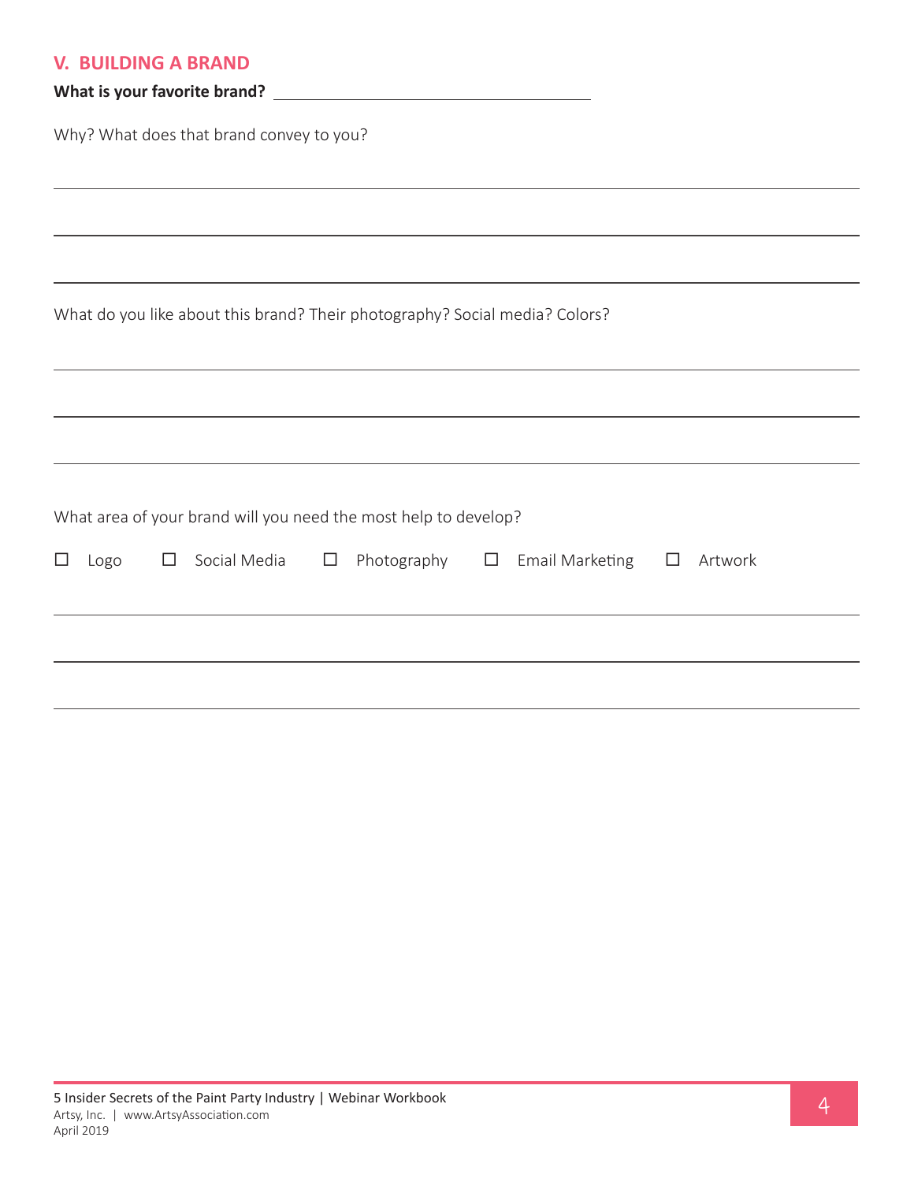## V. BUILDING A BRAND

**What is your favorite brand?** \_\_\_\_\_\_\_\_\_\_\_\_\_\_\_\_\_\_\_\_\_\_\_\_\_\_\_\_\_\_\_\_\_\_\_\_

Why? What does that brand convey to you?

What do you like about this brand? Their photography? Social media? Colors?

What area of your brand will you need the most help to develop?

- ☐ Logo
- ☐ Social Media
- ☐ Photography
- ☐ Email Marketing
- ☐ Artwork